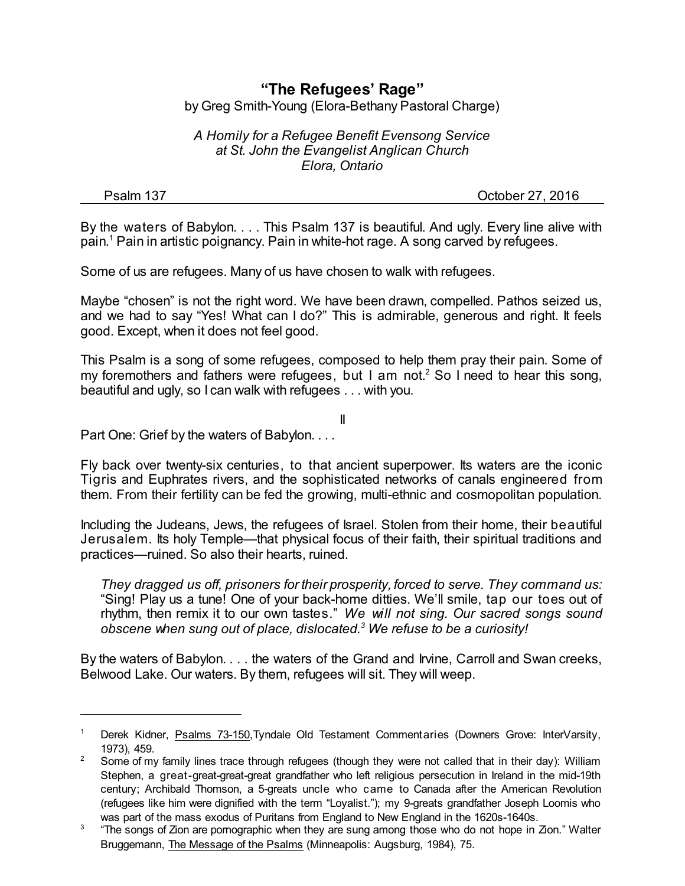# "The Refugees' Rage"

by Greg Smith-Young (Elora-Bethany Pastoral Charge)

*A Homily for a Refugee Benefit Evensong Service*
*at St. John the Evangelist Anglican Church*
*Elora, Ontario*

Psalm 137 — October 27, 2016

---

By the waters of Babylon. . . . This Psalm 137 is beautiful. And ugly. Every line alive with pain.[1] Pain in artistic poignancy. Pain in white-hot rage. A song carved by refugees.

Some of us are refugees. Many of us have chosen to walk with refugees.

Maybe "chosen" is not the right word. We have been drawn, compelled. Pathos seized us, and we had to say "Yes! What can I do?" This is admirable, generous and right. It feels good. Except, when it does not feel good.

This Psalm is a song of some refugees, composed to help them pray their pain. Some of my foremothers and fathers were refugees, but I am not.[2] So I need to hear this song, beautiful and ugly, so I can walk with refugees . . . with you.

II

Part One: Grief by the waters of Babylon. . . .

Fly back over twenty-six centuries, to that ancient superpower. Its waters are the iconic Tigris and Euphrates rivers, and the sophisticated networks of canals engineered from them. From their fertility can be fed the growing, multi-ethnic and cosmopolitan population.

Including the Judeans, Jews, the refugees of Israel. Stolen from their home, their beautiful Jerusalem. Its holy Temple—that physical focus of their faith, their spiritual traditions and practices—ruined. So also their hearts, ruined.

> *They dragged us off, prisoners for their prosperity, forced to serve. They command us:* "Sing! Play us a tune! One of your back-home ditties. We'll smile, tap our toes out of rhythm, then remix it to our own tastes." *We will not sing. Our sacred songs sound obscene when sung out of place, dislocated.*[3] *We refuse to be a curiosity!*

By the waters of Babylon. . . . the waters of the Grand and Irvine, Carroll and Swan creeks, Belwood Lake. Our waters. By them, refugees will sit. They will weep.

---

1. Derek Kidner, Psalms 73-150, Tyndale Old Testament Commentaries (Downers Grove: InterVarsity, 1973), 459.
2. Some of my family lines trace through refugees (though they were not called that in their day): William Stephen, a great-great-great-great grandfather who left religious persecution in Ireland in the mid-19th century; Archibald Thomson, a 5-greats uncle who came to Canada after the American Revolution (refugees like him were dignified with the term "Loyalist."); my 9-greats grandfather Joseph Loomis who was part of the mass exodus of Puritans from England to New England in the 1620s-1640s.
3. "The songs of Zion are pornographic when they are sung among those who do not hope in Zion." Walter Bruggemann, The Message of the Psalms (Minneapolis: Augsburg, 1984), 75.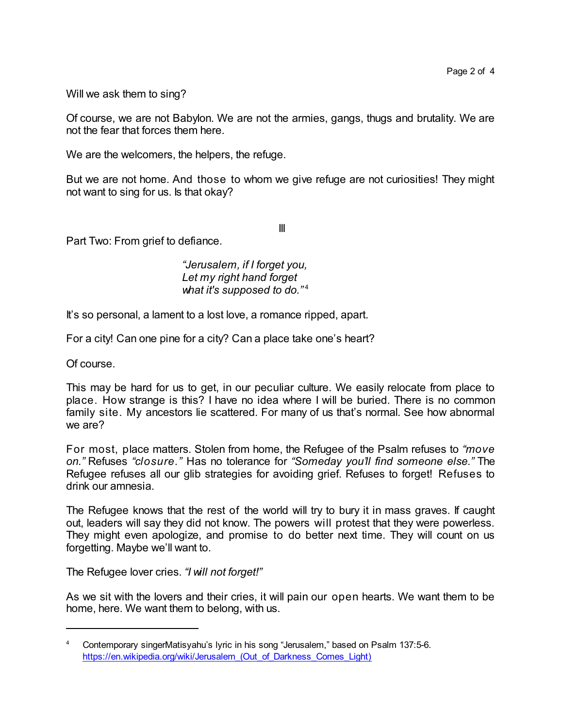Will we ask them to sing?

Of course, we are not Babylon. We are not the armies, gangs, thugs and brutality. We are not the fear that forces them here.

We are the welcomers, the helpers, the refuge.

But we are not home. And those to whom we give refuge are not curiosities! They might not want to sing for us. Is that okay?

III

Part Two: From grief to defiance.

> *"Jerusalem, if I forget you,*
> *Let my right hand forget*
> *what it's supposed to do."*[4]

It's so personal, a lament to a lost love, a romance ripped, apart.

For a city! Can one pine for a city? Can a place take one's heart?

Of course.

This may be hard for us to get, in our peculiar culture. We easily relocate from place to place. How strange is this? I have no idea where I will be buried. There is no common family site. My ancestors lie scattered. For many of us that's normal. See how abnormal we are?

For most, place matters. Stolen from home, the Refugee of the Psalm refuses to *"move on."* Refuses *"closure."* Has no tolerance for *"Someday you'll find someone else."* The Refugee refuses all our glib strategies for avoiding grief. Refuses to forget! Refuses to drink our amnesia.

The Refugee knows that the rest of the world will try to bury it in mass graves. If caught out, leaders will say they did not know. The powers will protest that they were powerless. They might even apologize, and promise to do better next time. They will count on us forgetting. Maybe we'll want to.

The Refugee lover cries. *"I will not forget!"*

As we sit with the lovers and their cries, it will pain our open hearts. We want them to be home, here. We want them to belong, with us.

---

[4] Contemporary singerMatisyahu's lyric in his song "Jerusalem," based on Psalm 137:5-6. https://en.wikipedia.org/wiki/Jerusalem_(Out_of_Darkness_Comes_Light)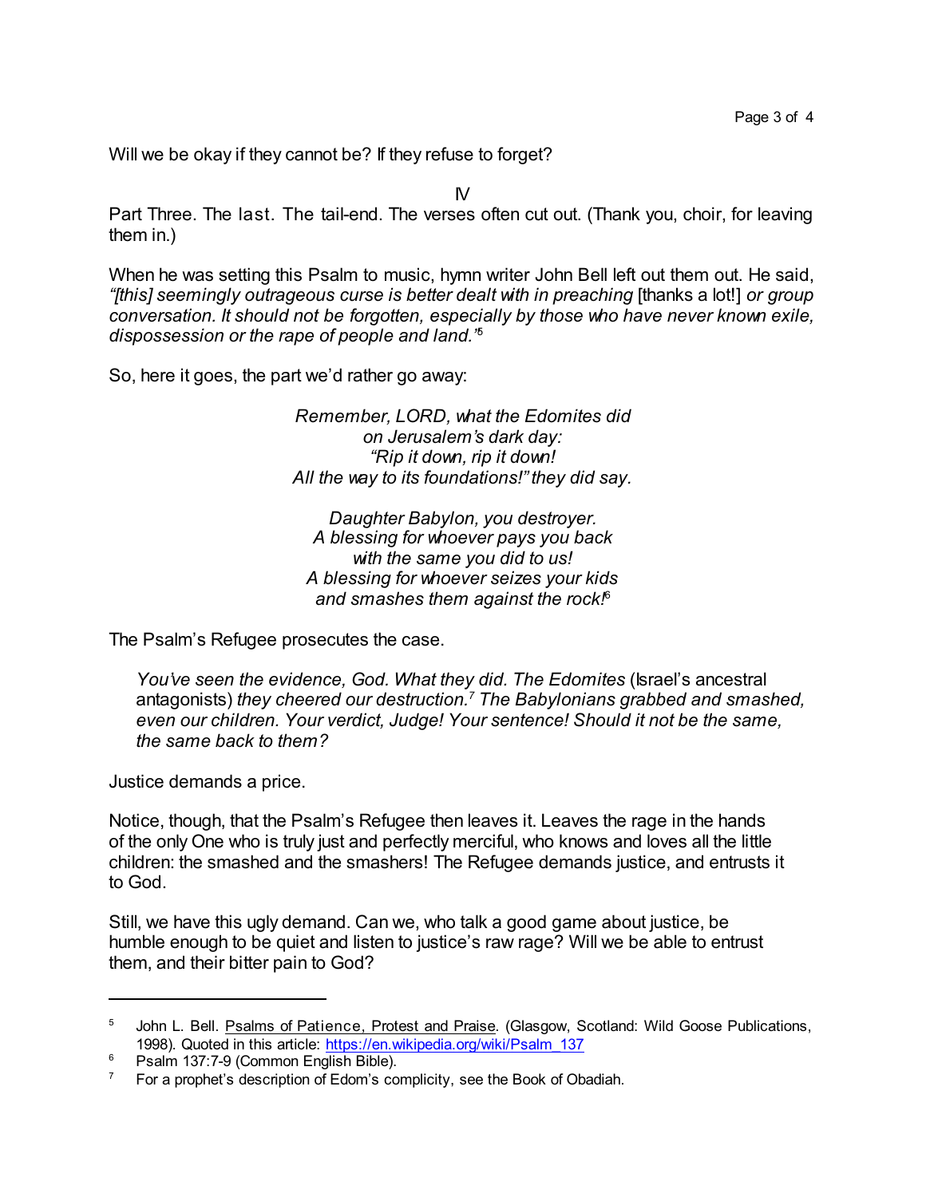Will we be okay if they cannot be? If they refuse to forget?

IV

Part Three. The last. The tail-end. The verses often cut out. (Thank you, choir, for leaving them in.)

When he was setting this Psalm to music, hymn writer John Bell left out them out. He said, *"[this] seemingly outrageous curse is better dealt with in preaching* [thanks a lot!] *or group conversation. It should not be forgotten, especially by those who have never known exile, dispossession or the rape of people and land."*[5]

So, here it goes, the part we'd rather go away:

*Remember, LORD, what the Edomites did*
*on Jerusalem's dark day:*
*"Rip it down, rip it down!*
*All the way to its foundations!" they did say.*

*Daughter Babylon, you destroyer.*
*A blessing for whoever pays you back*
*with the same you did to us!*
*A blessing for whoever seizes your kids*
*and smashes them against the rock!*[6]

The Psalm's Refugee prosecutes the case.

> *You've seen the evidence, God. What they did. The Edomites* (Israel's ancestral antagonists) *they cheered our destruction.*[7] *The Babylonians grabbed and smashed, even our children. Your verdict, Judge! Your sentence! Should it not be the same, the same back to them?*

Justice demands a price.

Notice, though, that the Psalm's Refugee then leaves it. Leaves the rage in the hands of the only One who is truly just and perfectly merciful, who knows and loves all the little children: the smashed and the smashers! The Refugee demands justice, and entrusts it to God.

Still, we have this ugly demand. Can we, who talk a good game about justice, be humble enough to be quiet and listen to justice's raw rage? Will we be able to entrust them, and their bitter pain to God?

---

[5] John L. Bell. Psalms of Patience, Protest and Praise. (Glasgow, Scotland: Wild Goose Publications, 1998). Quoted in this article: https://en.wikipedia.org/wiki/Psalm_137

[6] Psalm 137:7-9 (Common English Bible).

[7] For a prophet's description of Edom's complicity, see the Book of Obadiah.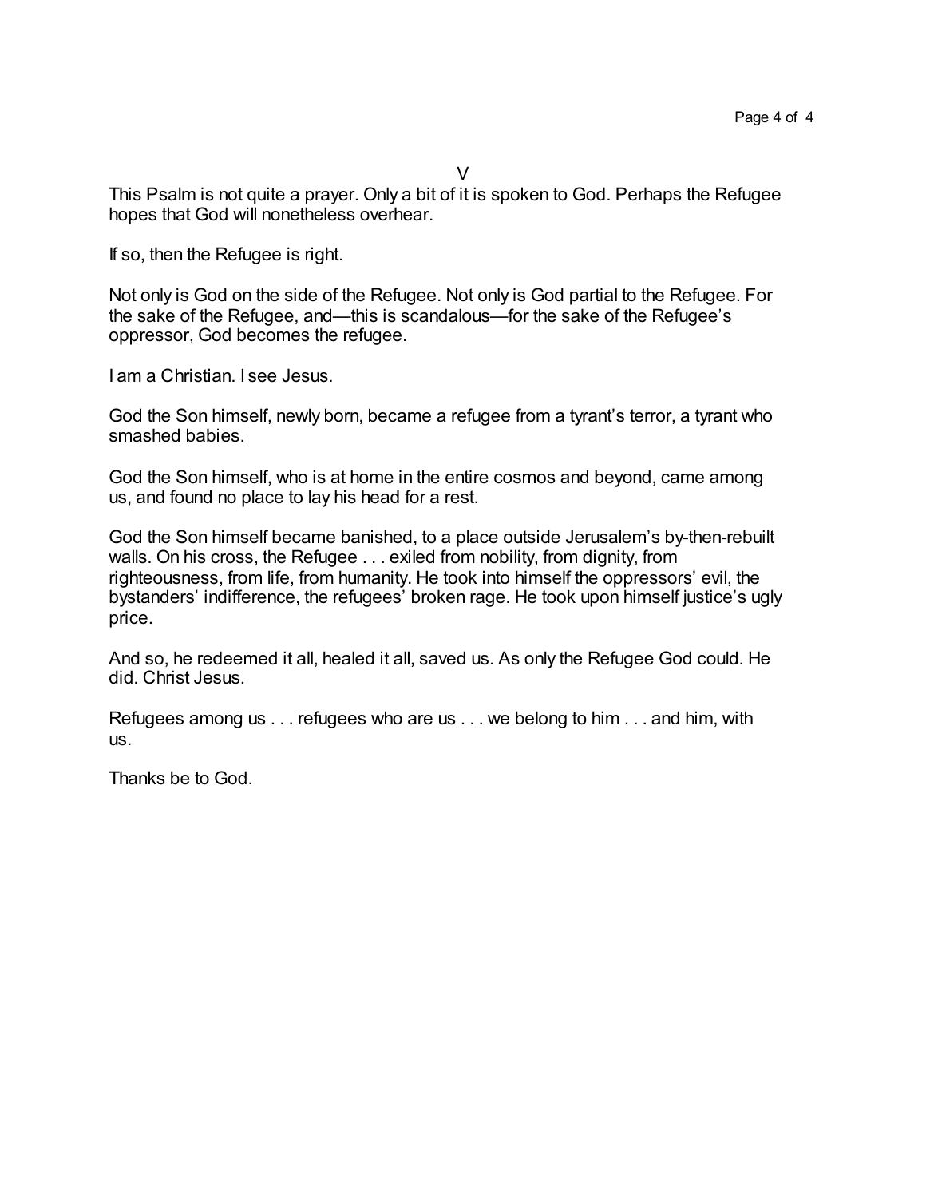## V

This Psalm is not quite a prayer. Only a bit of it is spoken to God. Perhaps the Refugee hopes that God will nonetheless overhear.

If so, then the Refugee is right.

Not only is God on the side of the Refugee. Not only is God partial to the Refugee. For the sake of the Refugee, and—this is scandalous—for the sake of the Refugee's oppressor, God becomes the refugee.

I am a Christian. I see Jesus.

God the Son himself, newly born, became a refugee from a tyrant's terror, a tyrant who smashed babies.

God the Son himself, who is at home in the entire cosmos and beyond, came among us, and found no place to lay his head for a rest.

God the Son himself became banished, to a place outside Jerusalem's by-then-rebuilt walls. On his cross, the Refugee . . . exiled from nobility, from dignity, from righteousness, from life, from humanity. He took into himself the oppressors' evil, the bystanders' indifference, the refugees' broken rage. He took upon himself justice's ugly price.

And so, he redeemed it all, healed it all, saved us. As only the Refugee God could. He did. Christ Jesus.

Refugees among us . . . refugees who are us . . . we belong to him . . . and him, with us.

Thanks be to God.